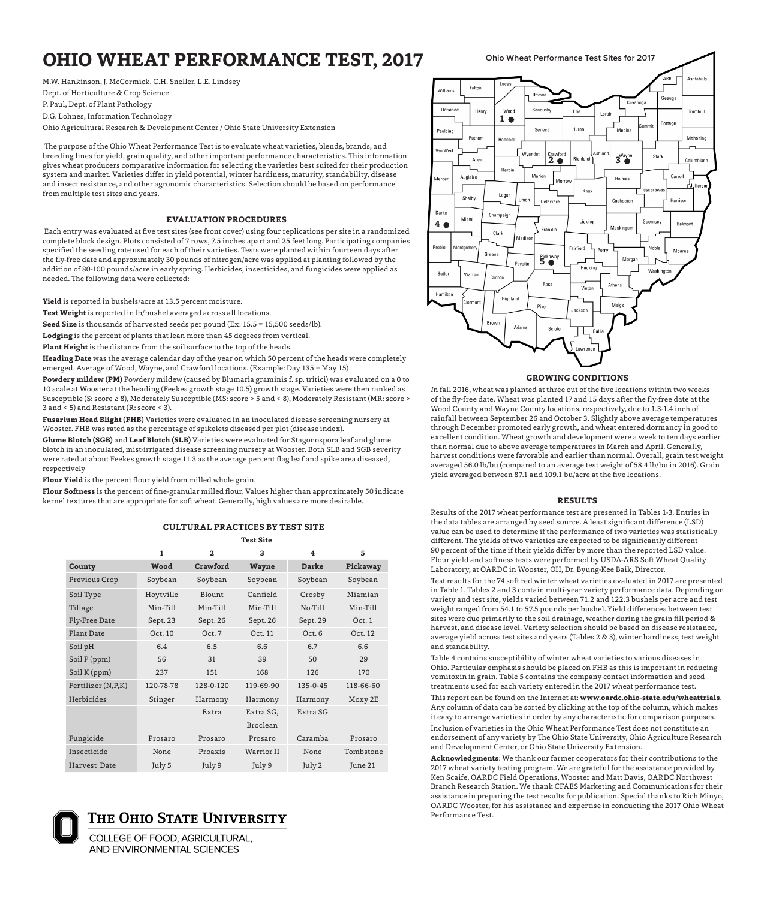# OHIO WHEAT PERFORMANCE TEST, 2017

M.W. Hankinson, J. McCormick, C.H. Sneller, L.E. Lindsey
Dept. of Horticulture & Crop Science
P. Paul, Dept. of Plant Pathology
D.G. Lohnes, Information Technology
Ohio Agricultural Research & Development Center / Ohio State University Extension

The purpose of the Ohio Wheat Performance Test is to evaluate wheat varieties, blends, brands, and breeding lines for yield, grain quality, and other important performance characteristics. This information gives wheat producers comparative information for selecting the varieties best suited for their production system and market. Varieties differ in yield potential, winter hardiness, maturity, standability, disease and insect resistance, and other agronomic characteristics. Selection should be based on performance from multiple test sites and years.

### EVALUATION PROCEDURES

Each entry was evaluated at five test sites (see front cover) using four replications per site in a randomized complete block design. Plots consisted of 7 rows, 7.5 inches apart and 25 feet long. Participating companies specified the seeding rate used for each of their varieties. Tests were planted within fourteen days after the fly-free date and approximately 30 pounds of nitrogen/acre was applied at planting followed by the addition of 80-100 pounds/acre in early spring. Herbicides, insecticides, and fungicides were applied as needed. The following data were collected:

**Yield** is reported in bushels/acre at 13.5 percent moisture.

**Test Weight** is reported in lb/bushel averaged across all locations.

**Seed Size** is thousands of harvested seeds per pound (Ex: 15.5 = 15,500 seeds/lb).

**Lodging** is the percent of plants that lean more than 45 degrees from vertical.

**Plant Height** is the distance from the soil surface to the top of the heads.

**Heading Date** was the average calendar day of the year on which 50 percent of the heads were completely emerged. Average of Wood, Wayne, and Crawford locations. (Example: Day 135 = May 15)

**Powdery mildew (PM)** Powdery mildew (caused by Blumaria graminis f. sp. tritici) was evaluated on a 0 to 10 scale at Wooster at the heading (Feekes growth stage 10.5) growth stage. Varieties were then ranked as Susceptible (S: score ≥ 8), Moderately Susceptible (MS: score > 5 and < 8), Moderately Resistant (MR: score > 3 and < 5) and Resistant (R: score < 3).

**Fusarium Head Blight (FHB)** Varieties were evaluated in an inoculated disease screening nursery at Wooster. FHB was rated as the percentage of spikelets diseased per plot (disease index).

**Glume Blotch (SGB)** and **Leaf Blotch (SLB)** Varieties were evaluated for Stagonospora leaf and glume blotch in an inoculated, mist-irrigated disease screening nursery at Wooster. Both SLB and SGB severity were rated at about Feekes growth stage 11.3 as the average percent flag leaf and spike area diseased, respectively

**Flour Yield** is the percent flour yield from milled whole grain.

**Flour Softness** is the percent of fine-granular milled flour. Values higher than approximately 50 indicate kernel textures that are appropriate for soft wheat. Generally, high values are more desirable.

### CULTURAL PRACTICES BY TEST SITE

| | Test Site | | | | |
|---|---|---|---|---|---|
| | 1 | 2 | 3 | 4 | 5 |
| **County** | **Wood** | **Crawford** | **Wayne** | **Darke** | **Pickaway** |
| Previous Crop | Soybean | Soybean | Soybean | Soybean | Soybean |
| Soil Type | Hoytville | Blount | Canfield | Crosby | Miamian |
| Tillage | Min-Till | Min-Till | Min-Till | No-Till | Min-Till |
| Fly-Free Date | Sept. 23 | Sept. 26 | Sept. 26 | Sept. 29 | Oct. 1 |
| Plant Date | Oct. 10 | Oct. 7 | Oct. 11 | Oct. 6 | Oct. 12 |
| Soil pH | 6.4 | 6.5 | 6.6 | 6.7 | 6.6 |
| Soil P (ppm) | 56 | 31 | 39 | 50 | 29 |
| Soil K (ppm) | 237 | 151 | 168 | 126 | 170 |
| Fertilizer (N,P,K) | 120-78-78 | 128-0-120 | 119-69-90 | 135-0-45 | 118-66-60 |
| Herbicides | Stinger | Harmony Extra | Harmony Extra SG, Broclean | Harmony Extra SG | Moxy 2E |
| Fungicide | Prosaro | Prosaro | Prosaro | Caramba | Prosaro |
| Insecticide | None | Proaxis | Warrior II | None | Tombstone |
| Harvest Date | July 5 | July 9 | July 9 | July 2 | June 21 |

Ohio Wheat Performance Test Sites for 2017

### GROWING CONDITIONS

*I*n fall 2016, wheat was planted at three out of the five locations within two weeks of the fly-free date. Wheat was planted 17 and 15 days after the fly-free date at the Wood County and Wayne County locations, respectively, due to 1.3-1.4 inch of rainfall between September 26 and October 3. Slightly above average temperatures through December promoted early growth, and wheat entered dormancy in good to excellent condition. Wheat growth and development were a week to ten days earlier than normal due to above average temperatures in March and April. Generally, harvest conditions were favorable and earlier than normal. Overall, grain test weight averaged 56.0 lb/bu (compared to an average test weight of 58.4 lb/bu in 2016). Grain yield averaged between 87.1 and 109.1 bu/acre at the five locations.

### RESULTS

Results of the 2017 wheat performance test are presented in Tables 1-3. Entries in the data tables are arranged by seed source. A least significant difference (LSD) value can be used to determine if the performance of two varieties was statistically different. The yields of two varieties are expected to be significantly different 90 percent of the time if their yields differ by more than the reported LSD value. Flour yield and softness tests were performed by USDA-ARS Soft Wheat Quality Laboratory, at OARDC in Wooster, OH, Dr. Byung-Kee Baik, Director.

Test results for the 74 soft red winter wheat varieties evaluated in 2017 are presented in Table 1. Tables 2 and 3 contain multi-year variety performance data. Depending on variety and test site, yields varied between 71.2 and 122.3 bushels per acre and test weight ranged from 54.1 to 57.5 pounds per bushel. Yield differences between test sites were due primarily to the soil drainage, weather during the grain fill period & harvest, and disease level. Variety selection should be based on disease resistance, average yield across test sites and years (Tables 2 & 3), winter hardiness, test weight and standability.

Table 4 contains susceptibility of winter wheat varieties to various diseases in Ohio. Particular emphasis should be placed on FHB as this is important in reducing vomitoxin in grain. Table 5 contains the company contact information and seed treatments used for each variety entered in the 2017 wheat performance test.

This report can be found on the Internet at: **www.oardc.ohio-state.edu/wheattrials**. Any column of data can be sorted by clicking at the top of the column, which makes it easy to arrange varieties in order by any characteristic for comparison purposes.

Inclusion of varieties in the Ohio Wheat Performance Test does not constitute an endorsement of any variety by The Ohio State University, Ohio Agriculture Research and Development Center, or Ohio State University Extension.

**Acknowledgments**: We thank our farmer cooperators for their contributions to the 2017 wheat variety testing program. We are grateful for the assistance provided by Ken Scaife, OARDC Field Operations, Wooster and Matt Davis, OARDC Northwest Branch Research Station. We thank CFAES Marketing and Communications for their assistance in preparing the test results for publication. Special thanks to Rich Minyo, OARDC Wooster, for his assistance and expertise in conducting the 2017 Ohio Wheat Performance Test.

THE OHIO STATE UNIVERSITY
COLLEGE OF FOOD, AGRICULTURAL, AND ENVIRONMENTAL SCIENCES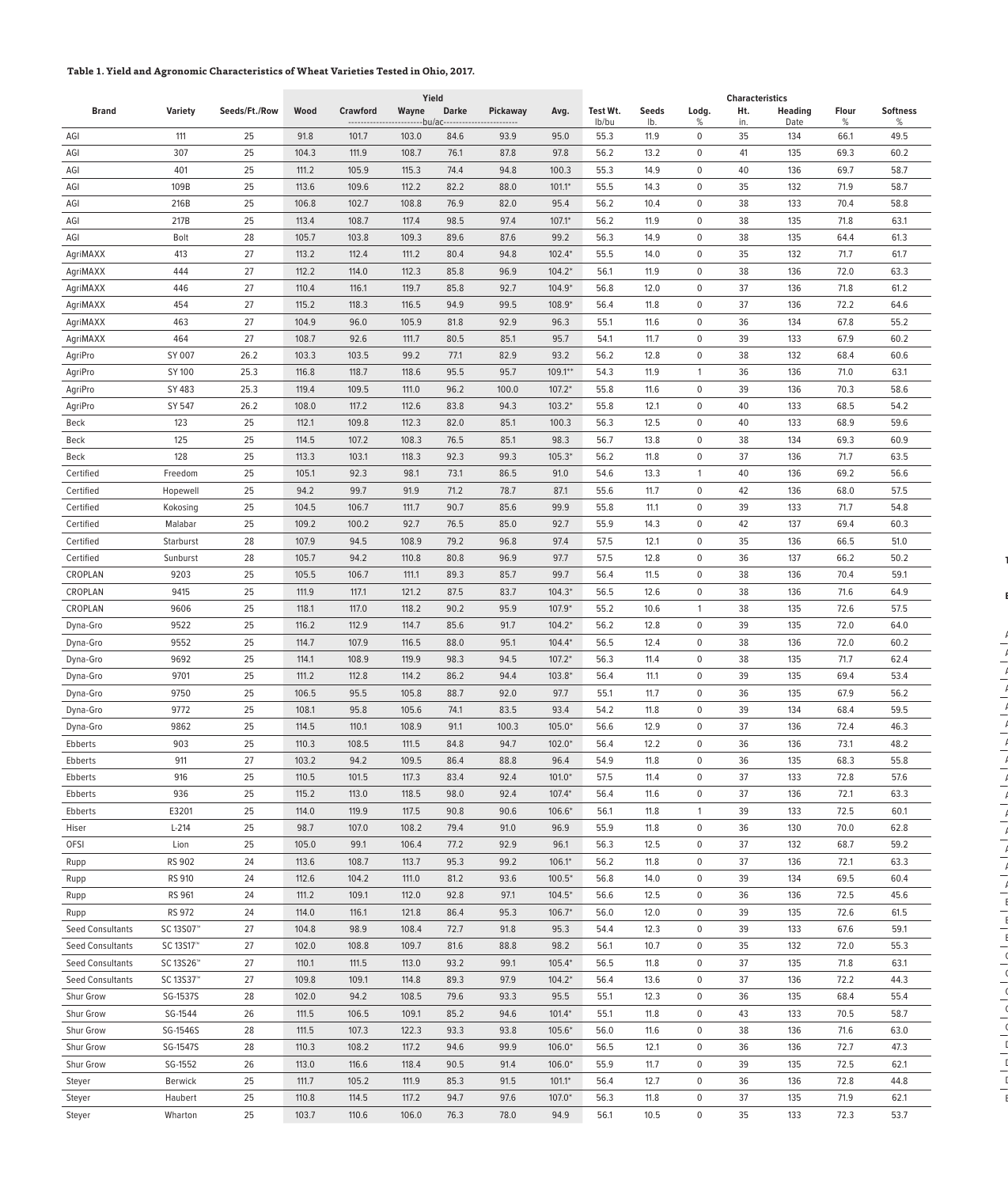**Table 1. Yield and Agronomic Characteristics of Wheat Varieties Tested in Ohio, 2017.**

| Brand | Variety | Seeds/Ft./Row | Yield | | | | | | Characteristics | | | | | | |
|---|---|---|---|---|---|---|---|---|---|---|---|---|---|---|---|
| | | | Wood | Crawford | Wayne | Darke | Pickaway | Avg. | Test Wt. | Seeds | Lodg. | Ht. | Heading | Flour | Softness |
| | | | ---bu/ac--- | | | | | | lb/bu | lb. | % | in. | Date | % | % |
| AGI | 111 | 25 | 91.8 | 101.7 | 103.0 | 84.6 | 93.9 | 95.0 | 55.3 | 11.9 | 0 | 35 | 134 | 66.1 | 49.5 |
| AGI | 307 | 25 | 104.3 | 111.9 | 108.7 | 76.1 | 87.8 | 97.8 | 56.2 | 13.2 | 0 | 41 | 135 | 69.3 | 60.2 |
| AGI | 401 | 25 | 111.2 | 105.9 | 115.3 | 74.4 | 94.8 | 100.3 | 55.3 | 14.9 | 0 | 40 | 136 | 69.7 | 58.7 |
| AGI | 109B | 25 | 113.6 | 109.6 | 112.2 | 82.2 | 88.0 | 101.1* | 55.5 | 14.3 | 0 | 35 | 132 | 71.9 | 58.7 |
| AGI | 216B | 25 | 106.8 | 102.7 | 108.8 | 76.9 | 82.0 | 95.4 | 56.2 | 10.4 | 0 | 38 | 133 | 70.4 | 58.8 |
| AGI | 217B | 25 | 113.4 | 108.7 | 117.4 | 98.5 | 97.4 | 107.1* | 56.2 | 11.9 | 0 | 38 | 135 | 71.8 | 63.1 |
| AGI | Bolt | 28 | 105.7 | 103.8 | 109.3 | 89.6 | 87.6 | 99.2 | 56.3 | 14.9 | 0 | 38 | 135 | 64.4 | 61.3 |
| AgriMAXX | 413 | 27 | 113.2 | 112.4 | 111.2 | 80.4 | 94.8 | 102.4* | 55.5 | 14.0 | 0 | 35 | 132 | 71.7 | 61.7 |
| AgriMAXX | 444 | 27 | 112.2 | 114.0 | 112.3 | 85.8 | 96.9 | 104.2* | 56.1 | 11.9 | 0 | 38 | 136 | 72.0 | 63.3 |
| AgriMAXX | 446 | 27 | 110.4 | 116.1 | 119.7 | 85.8 | 92.7 | 104.9* | 56.8 | 12.0 | 0 | 37 | 136 | 71.8 | 61.2 |
| AgriMAXX | 454 | 27 | 115.2 | 118.3 | 116.5 | 94.9 | 99.5 | 108.9* | 56.4 | 11.8 | 0 | 37 | 136 | 72.2 | 64.6 |
| AgriMAXX | 463 | 27 | 104.9 | 96.0 | 105.9 | 81.8 | 92.9 | 96.3 | 55.1 | 11.6 | 0 | 36 | 134 | 67.8 | 55.2 |
| AgriMAXX | 464 | 27 | 108.7 | 92.6 | 111.7 | 80.5 | 85.1 | 95.7 | 54.1 | 11.7 | 0 | 39 | 133 | 67.9 | 60.2 |
| AgriPro | SY 007 | 26.2 | 103.3 | 103.5 | 99.2 | 77.1 | 82.9 | 93.2 | 56.2 | 12.8 | 0 | 38 | 132 | 68.4 | 60.6 |
| AgriPro | SY 100 | 25.3 | 116.8 | 118.7 | 118.6 | 95.5 | 95.7 | 109.1** | 54.3 | 11.9 | 1 | 36 | 136 | 71.0 | 63.1 |
| AgriPro | SY 483 | 25.3 | 119.4 | 109.5 | 111.0 | 96.2 | 100.0 | 107.2* | 55.8 | 11.6 | 0 | 39 | 136 | 70.3 | 58.6 |
| AgriPro | SY 547 | 26.2 | 108.0 | 117.2 | 112.6 | 83.8 | 94.3 | 103.2* | 55.8 | 12.1 | 0 | 40 | 133 | 68.5 | 54.2 |
| Beck | 123 | 25 | 112.1 | 109.8 | 112.3 | 82.0 | 85.1 | 100.3 | 56.3 | 12.5 | 0 | 40 | 133 | 68.9 | 59.6 |
| Beck | 125 | 25 | 114.5 | 107.2 | 108.3 | 76.5 | 85.1 | 98.3 | 56.7 | 13.8 | 0 | 38 | 134 | 69.3 | 60.9 |
| Beck | 128 | 25 | 113.3 | 103.1 | 118.3 | 92.3 | 99.3 | 105.3* | 56.2 | 11.8 | 0 | 37 | 136 | 71.7 | 63.5 |
| Certified | Freedom | 25 | 105.1 | 92.3 | 98.1 | 73.1 | 86.5 | 91.0 | 54.6 | 13.3 | 1 | 40 | 136 | 69.2 | 56.6 |
| Certified | Hopewell | 25 | 94.2 | 99.7 | 91.9 | 71.2 | 78.7 | 87.1 | 55.6 | 11.7 | 0 | 42 | 136 | 68.0 | 57.5 |
| Certified | Kokosing | 25 | 104.5 | 106.7 | 111.7 | 90.7 | 85.6 | 99.9 | 55.8 | 11.1 | 0 | 39 | 133 | 71.7 | 54.8 |
| Certified | Malabar | 25 | 109.2 | 100.2 | 92.7 | 76.5 | 85.0 | 92.7 | 55.9 | 14.3 | 0 | 42 | 137 | 69.4 | 60.3 |
| Certified | Starburst | 28 | 107.9 | 94.5 | 108.9 | 79.2 | 96.8 | 97.4 | 57.5 | 12.1 | 0 | 35 | 136 | 66.5 | 51.0 |
| Certified | Sunburst | 28 | 105.7 | 94.2 | 110.8 | 80.8 | 96.9 | 97.7 | 57.5 | 12.8 | 0 | 36 | 137 | 66.2 | 50.2 |
| CROPLAN | 9203 | 25 | 105.5 | 106.7 | 111.1 | 89.3 | 85.7 | 99.7 | 56.4 | 11.5 | 0 | 38 | 136 | 70.4 | 59.1 |
| CROPLAN | 9415 | 25 | 111.9 | 117.1 | 121.2 | 87.5 | 83.7 | 104.3* | 56.5 | 12.6 | 0 | 38 | 136 | 71.6 | 64.9 |
| CROPLAN | 9606 | 25 | 118.1 | 117.0 | 118.2 | 90.2 | 95.9 | 107.9* | 55.2 | 10.6 | 1 | 38 | 135 | 72.6 | 57.5 |
| Dyna-Gro | 9522 | 25 | 116.2 | 112.9 | 114.7 | 85.6 | 91.7 | 104.2* | 56.2 | 12.8 | 0 | 39 | 135 | 72.0 | 64.0 |
| Dyna-Gro | 9552 | 25 | 114.7 | 107.9 | 116.5 | 88.0 | 95.1 | 104.4* | 56.5 | 12.4 | 0 | 38 | 136 | 72.0 | 60.2 |
| Dyna-Gro | 9692 | 25 | 114.1 | 108.9 | 119.9 | 98.3 | 94.5 | 107.2* | 56.3 | 11.4 | 0 | 38 | 135 | 71.7 | 62.4 |
| Dyna-Gro | 9701 | 25 | 111.2 | 112.8 | 114.2 | 86.2 | 94.4 | 103.8* | 56.4 | 11.1 | 0 | 39 | 135 | 69.4 | 53.4 |
| Dyna-Gro | 9750 | 25 | 106.5 | 95.5 | 105.8 | 88.7 | 92.0 | 97.7 | 55.1 | 11.7 | 0 | 36 | 135 | 67.9 | 56.2 |
| Dyna-Gro | 9772 | 25 | 108.1 | 95.8 | 105.6 | 74.1 | 83.5 | 93.4 | 54.2 | 11.8 | 0 | 39 | 134 | 68.4 | 59.5 |
| Dyna-Gro | 9862 | 25 | 114.5 | 110.1 | 108.9 | 91.1 | 100.3 | 105.0* | 56.6 | 12.9 | 0 | 37 | 136 | 72.4 | 46.3 |
| Ebberts | 903 | 25 | 110.3 | 108.5 | 111.5 | 84.8 | 94.7 | 102.0* | 56.4 | 12.2 | 0 | 36 | 136 | 73.1 | 48.2 |
| Ebberts | 911 | 27 | 103.2 | 94.2 | 109.5 | 86.4 | 88.8 | 96.4 | 54.9 | 11.8 | 0 | 36 | 135 | 68.3 | 55.8 |
| Ebberts | 916 | 25 | 110.5 | 101.5 | 117.3 | 83.4 | 92.4 | 101.0* | 57.5 | 11.4 | 0 | 37 | 133 | 72.8 | 57.6 |
| Ebberts | 936 | 25 | 115.2 | 113.0 | 118.5 | 98.0 | 92.4 | 107.4* | 56.4 | 11.6 | 0 | 37 | 136 | 72.1 | 63.3 |
| Ebberts | E3201 | 25 | 114.0 | 119.9 | 117.5 | 90.8 | 90.6 | 106.6* | 56.1 | 11.8 | 1 | 39 | 133 | 72.5 | 60.1 |
| Hiser | L-214 | 25 | 98.7 | 107.0 | 108.2 | 79.4 | 91.0 | 96.9 | 55.9 | 11.8 | 0 | 36 | 130 | 70.0 | 62.8 |
| OFSI | Lion | 25 | 105.0 | 99.1 | 106.4 | 77.2 | 92.9 | 96.1 | 56.3 | 12.5 | 0 | 37 | 132 | 68.7 | 59.2 |
| Rupp | RS 902 | 24 | 113.6 | 108.7 | 113.7 | 95.3 | 99.2 | 106.1* | 56.2 | 11.8 | 0 | 37 | 136 | 72.1 | 63.3 |
| Rupp | RS 910 | 24 | 112.6 | 104.2 | 111.0 | 81.2 | 93.6 | 100.5* | 56.8 | 14.0 | 0 | 39 | 134 | 69.5 | 60.4 |
| Rupp | RS 961 | 24 | 111.2 | 109.1 | 112.0 | 92.8 | 97.1 | 104.5* | 56.6 | 12.5 | 0 | 36 | 136 | 72.5 | 45.6 |
| Rupp | RS 972 | 24 | 114.0 | 116.1 | 121.8 | 86.4 | 95.3 | 106.7* | 56.0 | 12.0 | 0 | 39 | 135 | 72.6 | 61.5 |
| Seed Consultants | SC 13S07™ | 27 | 104.8 | 98.9 | 108.4 | 72.7 | 91.8 | 95.3 | 54.4 | 12.3 | 0 | 39 | 133 | 67.6 | 59.1 |
| Seed Consultants | SC 13S17™ | 27 | 102.0 | 108.8 | 109.7 | 81.6 | 88.8 | 98.2 | 56.1 | 10.7 | 0 | 35 | 132 | 72.0 | 55.3 |
| Seed Consultants | SC 13S26™ | 27 | 110.1 | 111.5 | 113.0 | 93.2 | 99.1 | 105.4* | 56.5 | 11.8 | 0 | 37 | 135 | 71.8 | 63.1 |
| Seed Consultants | SC 13S37™ | 27 | 109.8 | 109.1 | 114.8 | 89.3 | 97.9 | 104.2* | 56.4 | 13.6 | 0 | 37 | 136 | 72.2 | 44.3 |
| Shur Grow | SG-1537S | 28 | 102.0 | 94.2 | 108.5 | 79.6 | 93.3 | 95.5 | 55.1 | 12.3 | 0 | 36 | 135 | 68.4 | 55.4 |
| Shur Grow | SG-1544 | 26 | 111.5 | 106.5 | 109.1 | 85.2 | 94.6 | 101.4* | 55.1 | 11.8 | 0 | 43 | 133 | 70.5 | 58.7 |
| Shur Grow | SG-1546S | 28 | 111.5 | 107.3 | 122.3 | 93.3 | 93.8 | 105.6* | 56.0 | 11.6 | 0 | 38 | 136 | 71.6 | 63.0 |
| Shur Grow | SG-1547S | 28 | 110.3 | 108.2 | 117.2 | 94.6 | 99.9 | 106.0* | 56.5 | 12.1 | 0 | 36 | 136 | 72.7 | 47.3 |
| Shur Grow | SG-1552 | 26 | 113.0 | 116.6 | 118.4 | 90.5 | 91.4 | 106.0* | 55.9 | 11.7 | 0 | 39 | 135 | 72.5 | 62.1 |
| Steyer | Berwick | 25 | 111.7 | 105.2 | 111.9 | 85.3 | 91.5 | 101.1* | 56.4 | 12.7 | 0 | 36 | 136 | 72.8 | 44.8 |
| Steyer | Haubert | 25 | 110.8 | 114.5 | 117.2 | 94.7 | 97.6 | 107.0* | 56.3 | 11.8 | 0 | 37 | 135 | 71.9 | 62.1 |
| Steyer | Wharton | 25 | 103.7 | 110.6 | 106.0 | 76.3 | 78.0 | 94.9 | 56.1 | 10.5 | 0 | 35 | 133 | 72.3 | 53.7 |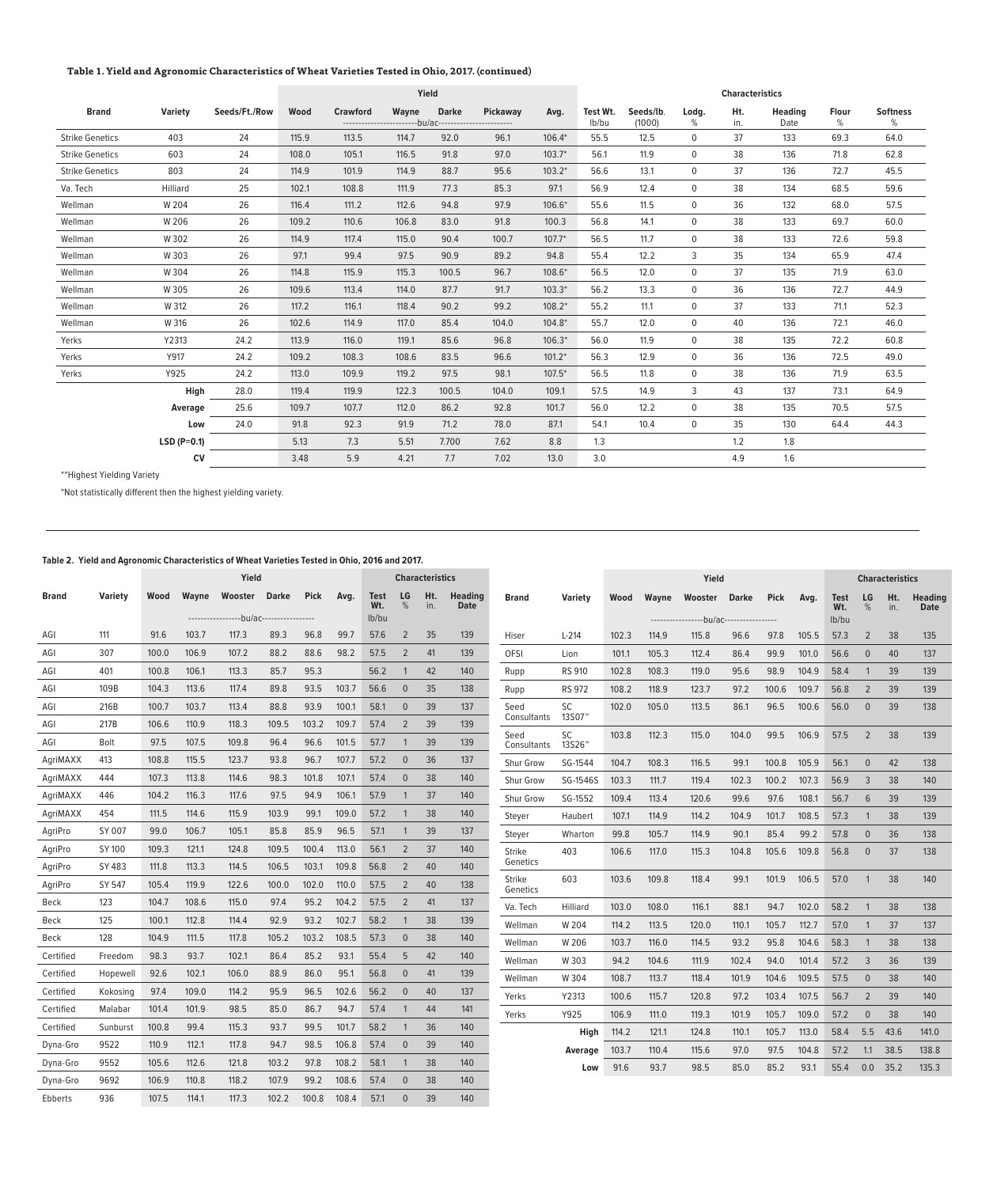**Table 1. Yield and Agronomic Characteristics of Wheat Varieties Tested in Ohio, 2017. (continued)**

| Brand | Variety | Seeds/Ft./Row | Yield | | | | | | Characteristics | | | | | | |
|---|---|---|---|---|---|---|---|---|---|---|---|---|---|---|---|
| | | | Wood | Crawford | Wayne | Darke | Pickaway | Avg. | Test Wt. | Seeds/lb. | Lodg. | Ht. | Heading | Flour | Softness |
| | | | ---bu/ac--- | | | | | | lb/bu | (1000) | % | in. | Date | % | % |
| Strike Genetics | 403 | 24 | 115.9 | 113.5 | 114.7 | 92.0 | 96.1 | 106.4* | 55.5 | 12.5 | 0 | 37 | 133 | 69.3 | 64.0 |
| Strike Genetics | 603 | 24 | 108.0 | 105.1 | 116.5 | 91.8 | 97.0 | 103.7* | 56.1 | 11.9 | 0 | 38 | 136 | 71.8 | 62.8 |
| Strike Genetics | 803 | 24 | 114.9 | 101.9 | 114.9 | 88.7 | 95.6 | 103.2* | 56.6 | 13.1 | 0 | 37 | 136 | 72.7 | 45.5 |
| Va. Tech | Hilliard | 25 | 102.1 | 108.8 | 111.9 | 77.3 | 85.3 | 97.1 | 56.9 | 12.4 | 0 | 38 | 134 | 68.5 | 59.6 |
| Wellman | W 204 | 26 | 116.4 | 111.2 | 112.6 | 94.8 | 97.9 | 106.6* | 55.6 | 11.5 | 0 | 36 | 132 | 68.0 | 57.5 |
| Wellman | W 206 | 26 | 109.2 | 110.6 | 106.8 | 83.0 | 91.8 | 100.3 | 56.8 | 14.1 | 0 | 38 | 133 | 69.7 | 60.0 |
| Wellman | W 302 | 26 | 114.9 | 117.4 | 115.0 | 90.4 | 100.7 | 107.7* | 56.5 | 11.7 | 0 | 38 | 133 | 72.6 | 59.8 |
| Wellman | W 303 | 26 | 97.1 | 99.4 | 97.5 | 90.9 | 89.2 | 94.8 | 55.4 | 12.2 | 3 | 35 | 134 | 65.9 | 47.4 |
| Wellman | W 304 | 26 | 114.8 | 115.9 | 115.3 | 100.5 | 96.7 | 108.6* | 56.5 | 12.0 | 0 | 37 | 135 | 71.9 | 63.0 |
| Wellman | W 305 | 26 | 109.6 | 113.4 | 114.0 | 87.7 | 91.7 | 103.3* | 56.2 | 13.3 | 0 | 36 | 136 | 72.7 | 44.9 |
| Wellman | W 312 | 26 | 117.2 | 116.1 | 118.4 | 90.2 | 99.2 | 108.2* | 55.2 | 11.1 | 0 | 37 | 133 | 71.1 | 52.3 |
| Wellman | W 316 | 26 | 102.6 | 114.9 | 117.0 | 85.4 | 104.0 | 104.8* | 55.7 | 12.0 | 0 | 40 | 136 | 72.1 | 46.0 |
| Yerks | Y2313 | 24.2 | 113.9 | 116.0 | 119.1 | 85.6 | 96.8 | 106.3* | 56.0 | 11.9 | 0 | 38 | 135 | 72.2 | 60.8 |
| Yerks | Y917 | 24.2 | 109.2 | 108.3 | 108.6 | 83.5 | 96.6 | 101.2* | 56.3 | 12.9 | 0 | 36 | 136 | 72.5 | 49.0 |
| Yerks | Y925 | 24.2 | 113.0 | 109.9 | 119.2 | 97.5 | 98.1 | 107.5* | 56.5 | 11.8 | 0 | 38 | 136 | 71.9 | 63.5 |
| | **High** | 28.0 | 119.4 | 119.9 | 122.3 | 100.5 | 104.0 | 109.1 | 57.5 | 14.9 | 3 | 43 | 137 | 73.1 | 64.9 |
| | **Average** | 25.6 | 109.7 | 107.7 | 112.0 | 86.2 | 92.8 | 101.7 | 56.0 | 12.2 | 0 | 38 | 135 | 70.5 | 57.5 |
| | **Low** | 24.0 | 91.8 | 92.3 | 91.9 | 71.2 | 78.0 | 87.1 | 54.1 | 10.4 | 0 | 35 | 130 | 64.4 | 44.3 |
| | **LSD (P=0.1)** | | 5.13 | 7.3 | 5.51 | 7.700 | 7.62 | 8.8 | 1.3 | | | 1.2 | 1.8 | | |
| | **CV** | | 3.48 | 5.9 | 4.21 | 7.7 | 7.02 | 13.0 | 3.0 | | | 4.9 | 1.6 | | |

**Highest Yielding Variety

*Not statistically different then the highest yielding variety.

**Table 2. Yield and Agronomic Characteristics of Wheat Varieties Tested in Ohio, 2016 and 2017.**

| Brand | Variety | Yield | | | | | | Characteristics | | | |
|---|---|---|---|---|---|---|---|---|---|---|---|
| | | Wood | Wayne | Wooster | Darke | Pick | Avg. | Test Wt. | LG | Ht. | Heading |
| | | ---bu/ac--- | | | | | | lb/bu | % | in. | Date |
| AGI | 111 | 91.6 | 103.7 | 117.3 | 89.3 | 96.8 | 99.7 | 57.6 | 2 | 35 | 139 |
| AGI | 307 | 100.0 | 106.9 | 107.2 | 88.2 | 88.6 | 98.2 | 57.5 | 2 | 41 | 139 |
| AGI | 401 | 100.8 | 106.1 | 113.3 | 85.7 | 95.3 | | 56.2 | 1 | 42 | 140 |
| AGI | 109B | 104.3 | 113.6 | 117.4 | 89.8 | 93.5 | 103.7 | 56.6 | 0 | 35 | 138 |
| AGI | 216B | 100.7 | 103.7 | 113.4 | 88.8 | 93.9 | 100.1 | 58.1 | 0 | 39 | 137 |
| AGI | 217B | 106.6 | 110.9 | 118.3 | 109.5 | 103.2 | 109.7 | 57.4 | 2 | 39 | 139 |
| AGI | Bolt | 97.5 | 107.5 | 109.8 | 96.4 | 96.6 | 101.5 | 57.7 | 1 | 39 | 139 |
| AgriMAXX | 413 | 108.8 | 115.5 | 123.7 | 93.8 | 96.7 | 107.7 | 57.2 | 0 | 36 | 137 |
| AgriMAXX | 444 | 107.3 | 113.8 | 114.6 | 98.3 | 101.8 | 107.1 | 57.4 | 0 | 38 | 140 |
| AgriMAXX | 446 | 104.2 | 116.3 | 117.6 | 97.5 | 94.9 | 106.1 | 57.9 | 1 | 37 | 140 |
| AgriMAXX | 454 | 111.5 | 114.6 | 115.9 | 103.9 | 99.1 | 109.0 | 57.2 | 1 | 38 | 140 |
| AgriPro | SY 007 | 99.0 | 106.7 | 105.1 | 85.8 | 85.9 | 96.5 | 57.1 | 1 | 39 | 137 |
| AgriPro | SY 100 | 109.3 | 121.1 | 124.8 | 109.5 | 100.4 | 113.0 | 56.1 | 2 | 37 | 140 |
| AgriPro | SY 483 | 111.8 | 113.3 | 114.5 | 106.5 | 103.1 | 109.8 | 56.8 | 2 | 40 | 140 |
| AgriPro | SY 547 | 105.4 | 119.9 | 122.6 | 100.0 | 102.0 | 110.0 | 57.5 | 2 | 40 | 138 |
| Beck | 123 | 104.7 | 108.6 | 115.0 | 97.4 | 95.2 | 104.2 | 57.5 | 2 | 41 | 137 |
| Beck | 125 | 100.1 | 112.8 | 114.4 | 92.9 | 93.2 | 102.7 | 58.2 | 1 | 38 | 139 |
| Beck | 128 | 104.9 | 111.5 | 117.8 | 105.2 | 103.2 | 108.5 | 57.3 | 0 | 38 | 140 |
| Certified | Freedom | 98.3 | 93.7 | 102.1 | 86.4 | 85.2 | 93.1 | 55.4 | 5 | 42 | 140 |
| Certified | Hopewell | 92.6 | 102.1 | 106.0 | 88.9 | 86.0 | 95.1 | 56.8 | 0 | 41 | 139 |
| Certified | Kokosing | 97.4 | 109.0 | 114.2 | 95.9 | 96.5 | 102.6 | 56.2 | 0 | 40 | 137 |
| Certified | Malabar | 101.4 | 101.9 | 98.5 | 85.0 | 86.7 | 94.7 | 57.4 | 1 | 44 | 141 |
| Certified | Sunburst | 100.8 | 99.4 | 115.3 | 93.7 | 99.5 | 101.7 | 58.2 | 1 | 36 | 140 |
| Dyna-Gro | 9522 | 110.9 | 112.1 | 117.8 | 94.7 | 98.5 | 106.8 | 57.4 | 0 | 39 | 140 |
| Dyna-Gro | 9552 | 105.6 | 112.6 | 121.8 | 103.2 | 97.8 | 108.2 | 58.1 | 1 | 38 | 140 |
| Dyna-Gro | 9692 | 106.9 | 110.8 | 118.2 | 107.9 | 99.2 | 108.6 | 57.4 | 0 | 38 | 140 |
| Ebberts | 936 | 107.5 | 114.1 | 117.3 | 102.2 | 100.8 | 108.4 | 57.1 | 0 | 39 | 140 |
| Hiser | L-214 | 102.3 | 114.9 | 115.8 | 96.6 | 97.8 | 105.5 | 57.3 | 2 | 38 | 135 |
| OFSI | Lion | 101.1 | 105.3 | 112.4 | 86.4 | 99.9 | 101.0 | 56.6 | 0 | 40 | 137 |
| Rupp | RS 910 | 102.8 | 108.3 | 119.0 | 95.6 | 98.9 | 104.9 | 58.4 | 1 | 39 | 139 |
| Rupp | RS 972 | 108.2 | 118.9 | 123.7 | 97.2 | 100.6 | 109.7 | 56.8 | 2 | 39 | 139 |
| Seed Consultants | SC 13S07™ | 102.0 | 105.0 | 113.5 | 86.1 | 96.5 | 100.6 | 56.0 | 0 | 39 | 138 |
| Seed Consultants | SC 13S26™ | 103.8 | 112.3 | 115.0 | 104.0 | 99.5 | 106.9 | 57.5 | 2 | 38 | 139 |
| Shur Grow | SG-1544 | 104.7 | 108.3 | 116.5 | 99.1 | 100.8 | 105.9 | 56.1 | 0 | 42 | 138 |
| Shur Grow | SG-1546S | 103.3 | 111.7 | 119.4 | 102.3 | 100.2 | 107.3 | 56.9 | 3 | 38 | 140 |
| Shur Grow | SG-1552 | 109.4 | 113.4 | 120.6 | 99.6 | 97.6 | 108.1 | 56.7 | 6 | 39 | 139 |
| Steyer | Haubert | 107.1 | 114.9 | 114.2 | 104.9 | 101.7 | 108.5 | 57.3 | 1 | 38 | 139 |
| Steyer | Wharton | 99.8 | 105.7 | 114.9 | 90.1 | 85.4 | 99.2 | 57.8 | 0 | 36 | 138 |
| Strike Genetics | 403 | 106.6 | 117.0 | 115.3 | 104.8 | 105.6 | 109.8 | 56.8 | 0 | 37 | 138 |
| Strike Genetics | 603 | 103.6 | 109.8 | 118.4 | 99.1 | 101.9 | 106.5 | 57.0 | 1 | 38 | 140 |
| Va. Tech | Hilliard | 103.0 | 108.0 | 116.1 | 88.1 | 94.7 | 102.0 | 58.2 | 1 | 38 | 138 |
| Wellman | W 204 | 114.2 | 113.5 | 120.0 | 110.1 | 105.7 | 112.7 | 57.0 | 1 | 37 | 137 |
| Wellman | W 206 | 103.7 | 116.0 | 114.5 | 93.2 | 95.8 | 104.6 | 58.3 | 1 | 38 | 138 |
| Wellman | W 303 | 94.2 | 104.6 | 111.9 | 102.4 | 94.0 | 101.4 | 57.2 | 3 | 36 | 139 |
| Wellman | W 304 | 108.7 | 113.7 | 118.4 | 101.9 | 104.6 | 109.5 | 57.5 | 0 | 38 | 140 |
| Yerks | Y2313 | 100.6 | 115.7 | 120.8 | 97.2 | 103.4 | 107.5 | 56.7 | 2 | 39 | 140 |
| Yerks | Y925 | 106.9 | 111.0 | 119.3 | 101.9 | 105.7 | 109.0 | 57.2 | 0 | 38 | 140 |
| | **High** | 114.2 | 121.1 | 124.8 | 110.1 | 105.7 | 113.0 | 58.4 | 5.5 | 43.6 | 141.0 |
| | **Average** | 103.7 | 110.4 | 115.6 | 97.0 | 97.5 | 104.8 | 57.2 | 1.1 | 38.5 | 138.8 |
| | **Low** | 91.6 | 93.7 | 98.5 | 85.0 | 85.2 | 93.1 | 55.4 | 0.0 | 35.2 | 135.3 |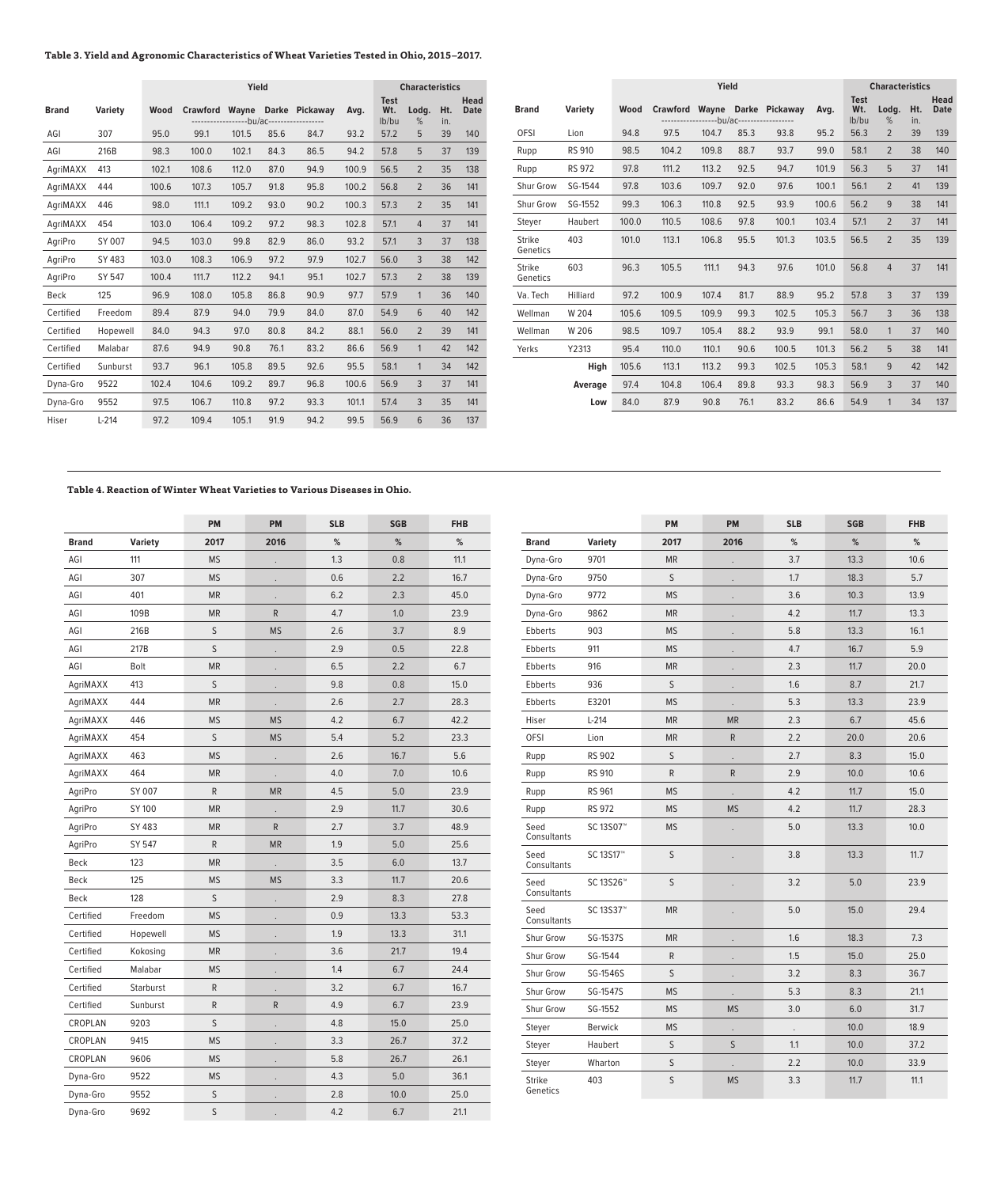**Table 3. Yield and Agronomic Characteristics of Wheat Varieties Tested in Ohio, 2015–2017.**

| | | Yield | | | | | | Characteristics | | | |
|---|---|---|---|---|---|---|---|---|---|---|---|
| Brand | Variety | Wood | Crawford | Wayne | Darke | Pickaway | Avg. | Test Wt. | Lodg. | Ht. | Head Date |
| | | -----------------bu/ac----------------- | | | | | | lb/bu | % | in. | |
| AGI | 307 | 95.0 | 99.1 | 101.5 | 85.6 | 84.7 | 93.2 | 57.2 | 5 | 39 | 140 |
| AGI | 216B | 98.3 | 100.0 | 102.1 | 84.3 | 86.5 | 94.2 | 57.8 | 5 | 37 | 139 |
| AgriMAXX | 413 | 102.1 | 108.6 | 112.0 | 87.0 | 94.9 | 100.9 | 56.5 | 2 | 35 | 138 |
| AgriMAXX | 444 | 100.6 | 107.3 | 105.7 | 91.8 | 95.8 | 100.2 | 56.8 | 2 | 36 | 141 |
| AgriMAXX | 446 | 98.0 | 111.1 | 109.2 | 93.0 | 90.2 | 100.3 | 57.3 | 2 | 35 | 141 |
| AgriMAXX | 454 | 103.0 | 106.4 | 109.2 | 97.2 | 98.3 | 102.8 | 57.1 | 4 | 37 | 141 |
| AgriPro | SY 007 | 94.5 | 103.0 | 99.8 | 82.9 | 86.0 | 93.2 | 57.1 | 3 | 37 | 138 |
| AgriPro | SY 483 | 103.0 | 108.3 | 106.9 | 97.2 | 97.9 | 102.7 | 56.0 | 3 | 38 | 142 |
| AgriPro | SY 547 | 100.4 | 111.7 | 112.2 | 94.1 | 95.1 | 102.7 | 57.3 | 2 | 38 | 139 |
| Beck | 125 | 96.9 | 108.0 | 105.8 | 86.8 | 90.9 | 97.7 | 57.9 | 1 | 36 | 140 |
| Certified | Freedom | 89.4 | 87.9 | 94.0 | 79.9 | 84.0 | 87.0 | 54.9 | 6 | 40 | 142 |
| Certified | Hopewell | 84.0 | 94.3 | 97.0 | 80.8 | 84.2 | 88.1 | 56.0 | 2 | 39 | 141 |
| Certified | Malabar | 87.6 | 94.9 | 90.8 | 76.1 | 83.2 | 86.6 | 56.9 | 1 | 42 | 142 |
| Certified | Sunburst | 93.7 | 96.1 | 105.8 | 89.5 | 92.6 | 95.5 | 58.1 | 1 | 34 | 142 |
| Dyna-Gro | 9522 | 102.4 | 104.6 | 109.2 | 89.7 | 96.8 | 100.6 | 56.9 | 3 | 37 | 141 |
| Dyna-Gro | 9552 | 97.5 | 106.7 | 110.8 | 97.2 | 93.3 | 101.1 | 57.4 | 3 | 35 | 141 |
| Hiser | L-214 | 97.2 | 109.4 | 105.1 | 91.9 | 94.2 | 99.5 | 56.9 | 6 | 36 | 137 |
| OFSI | Lion | 94.8 | 97.5 | 104.7 | 85.3 | 93.8 | 95.2 | 56.3 | 2 | 39 | 139 |
| Rupp | RS 910 | 98.5 | 104.2 | 109.8 | 88.7 | 93.7 | 99.0 | 58.1 | 2 | 38 | 140 |
| Rupp | RS 972 | 97.8 | 111.2 | 113.2 | 92.5 | 94.7 | 101.9 | 56.3 | 5 | 37 | 141 |
| Shur Grow | SG-1544 | 97.8 | 103.6 | 109.7 | 92.0 | 97.6 | 100.1 | 56.1 | 2 | 41 | 139 |
| Shur Grow | SG-1552 | 99.3 | 106.3 | 110.8 | 92.5 | 93.9 | 100.6 | 56.2 | 9 | 38 | 141 |
| Steyer | Haubert | 100.0 | 110.5 | 108.6 | 97.8 | 100.1 | 103.4 | 57.1 | 2 | 37 | 141 |
| Strike Genetics | 403 | 101.0 | 113.1 | 106.8 | 95.5 | 101.3 | 103.5 | 56.5 | 2 | 35 | 139 |
| Strike Genetics | 603 | 96.3 | 105.5 | 111.1 | 94.3 | 97.6 | 101.0 | 56.8 | 4 | 37 | 141 |
| Va. Tech | Hilliard | 97.2 | 100.9 | 107.4 | 81.7 | 88.9 | 95.2 | 57.8 | 3 | 37 | 139 |
| Wellman | W 204 | 105.6 | 109.5 | 109.9 | 99.3 | 102.5 | 105.3 | 56.7 | 3 | 36 | 138 |
| Wellman | W 206 | 98.5 | 109.7 | 105.4 | 88.2 | 93.9 | 99.1 | 58.0 | 1 | 37 | 140 |
| Yerks | Y2313 | 95.4 | 110.0 | 110.1 | 90.6 | 100.5 | 101.3 | 56.2 | 5 | 38 | 141 |
| | **High** | 105.6 | 113.1 | 113.2 | 99.3 | 102.5 | 105.3 | 58.1 | 9 | 42 | 142 |
| | **Average** | 97.4 | 104.8 | 106.4 | 89.8 | 93.3 | 98.3 | 56.9 | 3 | 37 | 140 |
| | **Low** | 84.0 | 87.9 | 90.8 | 76.1 | 83.2 | 86.6 | 54.9 | 1 | 34 | 137 |

**Table 4. Reaction of Winter Wheat Varieties to Various Diseases in Ohio.**

| | | PM | PM | SLB | SGB | FHB |
|---|---|---|---|---|---|---|
| Brand | Variety | 2017 | 2016 | % | % | % |
| AGI | 111 | MS | . | 1.3 | 0.8 | 11.1 |
| AGI | 307 | MS | . | 0.6 | 2.2 | 16.7 |
| AGI | 401 | MR | . | 6.2 | 2.3 | 45.0 |
| AGI | 109B | MR | R | 4.7 | 1.0 | 23.9 |
| AGI | 216B | S | MS | 2.6 | 3.7 | 8.9 |
| AGI | 217B | S | . | 2.9 | 0.5 | 22.8 |
| AGI | Bolt | MR | . | 6.5 | 2.2 | 6.7 |
| AgriMAXX | 413 | S | . | 9.8 | 0.8 | 15.0 |
| AgriMAXX | 444 | MR | . | 2.6 | 2.7 | 28.3 |
| AgriMAXX | 446 | MS | MS | 4.2 | 6.7 | 42.2 |
| AgriMAXX | 454 | S | MS | 5.4 | 5.2 | 23.3 |
| AgriMAXX | 463 | MS | . | 2.6 | 16.7 | 5.6 |
| AgriMAXX | 464 | MR | . | 4.0 | 7.0 | 10.6 |
| AgriPro | SY 007 | R | MR | 4.5 | 5.0 | 23.9 |
| AgriPro | SY 100 | MR | . | 2.9 | 11.7 | 30.6 |
| AgriPro | SY 483 | MR | R | 2.7 | 3.7 | 48.9 |
| AgriPro | SY 547 | R | MR | 1.9 | 5.0 | 25.6 |
| Beck | 123 | MR | . | 3.5 | 6.0 | 13.7 |
| Beck | 125 | MS | MS | 3.3 | 11.7 | 20.6 |
| Beck | 128 | S | . | 2.9 | 8.3 | 27.8 |
| Certified | Freedom | MS | . | 0.9 | 13.3 | 53.3 |
| Certified | Hopewell | MS | . | 1.9 | 13.3 | 31.1 |
| Certified | Kokosing | MR | . | 3.6 | 21.7 | 19.4 |
| Certified | Malabar | MS | . | 1.4 | 6.7 | 24.4 |
| Certified | Starburst | R | . | 3.2 | 6.7 | 16.7 |
| Certified | Sunburst | R | R | 4.9 | 6.7 | 23.9 |
| CROPLAN | 9203 | S | . | 4.8 | 15.0 | 25.0 |
| CROPLAN | 9415 | MS | . | 3.3 | 26.7 | 37.2 |
| CROPLAN | 9606 | MS | . | 5.8 | 26.7 | 26.1 |
| Dyna-Gro | 9522 | MS | . | 4.3 | 5.0 | 36.1 |
| Dyna-Gro | 9552 | S | . | 2.8 | 10.0 | 25.0 |
| Dyna-Gro | 9692 | S | . | 4.2 | 6.7 | 21.1 |
| Dyna-Gro | 9701 | MR | . | 3.7 | 13.3 | 10.6 |
| Dyna-Gro | 9750 | S | . | 1.7 | 18.3 | 5.7 |
| Dyna-Gro | 9772 | MS | . | 3.6 | 10.3 | 13.9 |
| Dyna-Gro | 9862 | MR | . | 4.2 | 11.7 | 13.3 |
| Ebberts | 903 | MS | . | 5.8 | 13.3 | 16.1 |
| Ebberts | 911 | MS | . | 4.7 | 16.7 | 5.9 |
| Ebberts | 916 | MR | . | 2.3 | 11.7 | 20.0 |
| Ebberts | 936 | S | . | 1.6 | 8.7 | 21.7 |
| Ebberts | E3201 | MS | . | 5.3 | 13.3 | 23.9 |
| Hiser | L-214 | MR | MR | 2.3 | 6.7 | 45.6 |
| OFSI | Lion | MR | R | 2.2 | 20.0 | 20.6 |
| Rupp | RS 902 | S | . | 2.7 | 8.3 | 15.0 |
| Rupp | RS 910 | R | R | 2.9 | 10.0 | 10.6 |
| Rupp | RS 961 | MS | . | 4.2 | 11.7 | 15.0 |
| Rupp | RS 972 | MS | MS | 4.2 | 11.7 | 28.3 |
| Seed Consultants | SC 13S07™ | MS | . | 5.0 | 13.3 | 10.0 |
| Seed Consultants | SC 13S17™ | S | . | 3.8 | 13.3 | 11.7 |
| Seed Consultants | SC 13S26™ | S | . | 3.2 | 5.0 | 23.9 |
| Seed Consultants | SC 13S37™ | MR | . | 5.0 | 15.0 | 29.4 |
| Shur Grow | SG-1537S | MR | . | 1.6 | 18.3 | 7.3 |
| Shur Grow | SG-1544 | R | . | 1.5 | 15.0 | 25.0 |
| Shur Grow | SG-1546S | S | . | 3.2 | 8.3 | 36.7 |
| Shur Grow | SG-1547S | MS | . | 5.3 | 8.3 | 21.1 |
| Shur Grow | SG-1552 | MS | MS | 3.0 | 6.0 | 31.7 |
| Steyer | Berwick | MS | . | . | 10.0 | 18.9 |
| Steyer | Haubert | S | S | 1.1 | 10.0 | 37.2 |
| Steyer | Wharton | S | . | 2.2 | 10.0 | 33.9 |
| Strike Genetics | 403 | S | MS | 3.3 | 11.7 | 11.1 |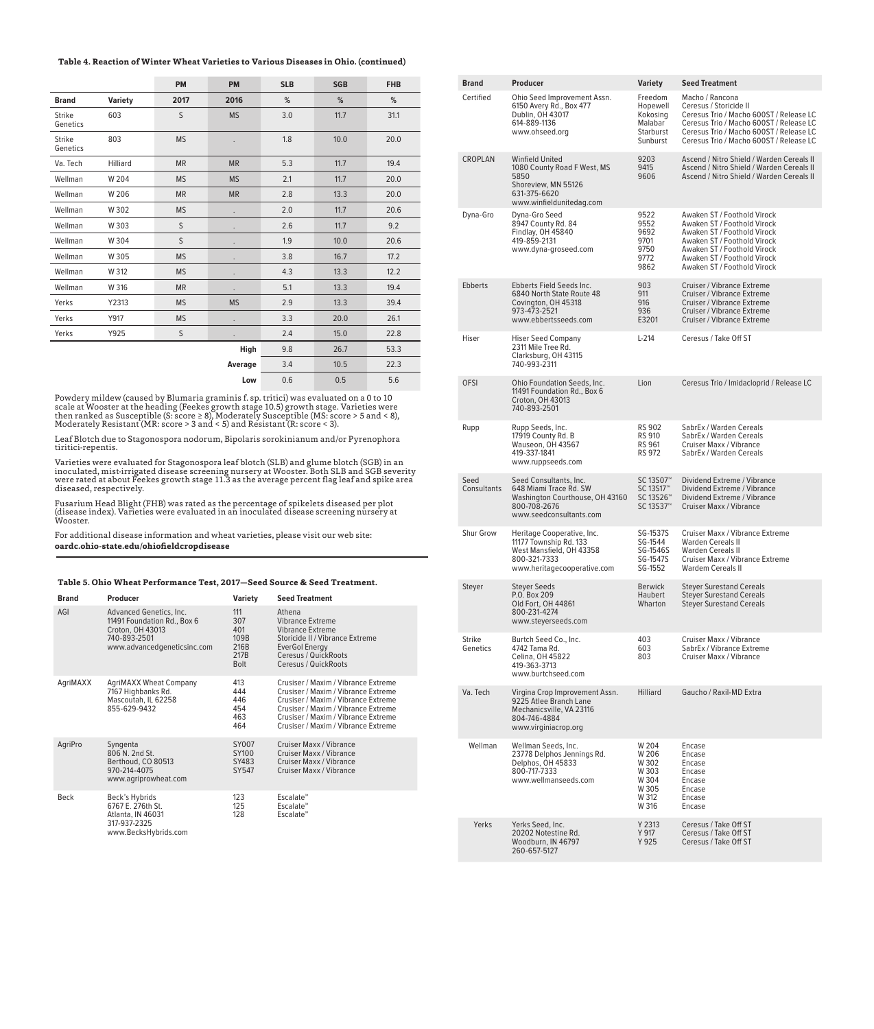**Table 4. Reaction of Winter Wheat Varieties to Various Diseases in Ohio. (continued)**

| | | PM | PM | SLB | SGB | FHB |
|---|---|---|---|---|---|---|
| **Brand** | **Variety** | **2017** | **2016** | **%** | **%** | **%** |
| Strike Genetics | 603 | S | MS | 3.0 | 11.7 | 31.1 |
| Strike Genetics | 803 | MS | . | 1.8 | 10.0 | 20.0 |
| Va. Tech | Hilliard | MR | MR | 5.3 | 11.7 | 19.4 |
| Wellman | W 204 | MS | MS | 2.1 | 11.7 | 20.0 |
| Wellman | W 206 | MR | MR | 2.8 | 13.3 | 20.0 |
| Wellman | W 302 | MS | . | 2.0 | 11.7 | 20.6 |
| Wellman | W 303 | S | . | 2.6 | 11.7 | 9.2 |
| Wellman | W 304 | S | . | 1.9 | 10.0 | 20.6 |
| Wellman | W 305 | MS | . | 3.8 | 16.7 | 17.2 |
| Wellman | W 312 | MS | . | 4.3 | 13.3 | 12.2 |
| Wellman | W 316 | MR | . | 5.1 | 13.3 | 19.4 |
| Yerks | Y2313 | MS | MS | 2.9 | 13.3 | 39.4 |
| Yerks | Y917 | MS | . | 3.3 | 20.0 | 26.1 |
| Yerks | Y925 | S | . | 2.4 | 15.0 | 22.8 |
| | | | **High** | 9.8 | 26.7 | 53.3 |
| | | | **Average** | 3.4 | 10.5 | 22.3 |
| | | | **Low** | 0.6 | 0.5 | 5.6 |

Powdery mildew (caused by Blumaria graminis f. sp. tritici) was evaluated on a 0 to 10 scale at Wooster at the heading (Feekes growth stage 10.5) growth stage. Varieties were then ranked as Susceptible (S: score ≥ 8), Moderately Susceptible (MS: score > 5 and < 8), Moderately Resistant (MR: score > 3 and < 5) and Resistant (R: score < 3).

Leaf Blotch due to Stagonospora nodorum, Bipolaris sorokinianum and/or Pyrenophora tiritici-repentis.

Varieties were evaluated for Stagonospora leaf blotch (SLB) and glume blotch (SGB) in an inoculated, mist-irrigated disease screening nursery at Wooster. Both SLB and SGB severity were rated at about Feekes growth stage 11.3 as the average percent flag leaf and spike area diseased, respectively.

Fusarium Head Blight (FHB) was rated as the percentage of spikelets diseased per plot (disease index). Varieties were evaluated in an inoculated disease screening nursery at Wooster.

For additional disease information and wheat varieties, please visit our web site: **oardc.ohio-state.edu/ohiofieldcropdisease**

**Table 5. Ohio Wheat Performance Test, 2017—Seed Source & Seed Treatment.**

| Brand | Producer | Variety | Seed Treatment |
|---|---|---|---|
| AGI | Advanced Genetics, Inc.<br>11491 Foundation Rd., Box 6<br>Croton, OH 43013<br>740-893-2501<br>www.advancedgeneticsinc.com | 111<br>307<br>401<br>109B<br>216B<br>217B<br>Bolt | Athena<br>Vibrance Extreme<br>Vibrance Extreme<br>Storicide II / Vibrance Extreme<br>EverGol Energy<br>Ceresus / QuickRoots<br>Ceresus / QuickRoots |
| AgriMAXX | AgriMAXX Wheat Company<br>7167 Highbanks Rd.<br>Mascoutah, IL 62258<br>855-629-9432 | 413<br>444<br>446<br>454<br>463<br>464 | Crusiser / Maxim / Vibrance Extreme<br>Cruiser / Maxim / Vibrance Extreme<br>Cruiser / Maxim / Vibrance Extreme<br>Cruiser / Maxim / Vibrance Extreme<br>Cruiser / Maxim / Vibrance Extreme<br>Cruiser / Maxim / Vibrance Extreme |
| AgriPro | Syngenta<br>806 N. 2nd St.<br>Berthoud, CO 80513<br>970-214-4075<br>www.agriprowheat.com | SY007<br>SY100<br>SY483<br>SY547 | Cruiser Maxx / Vibrance<br>Cruiser Maxx / Vibrance<br>Cruiser Maxx / Vibrance<br>Cruiser Maxx / Vibrance |
| Beck | Beck's Hybrids<br>6767 E. 276th St.<br>Atlanta, IN 46031<br>317-937-2325<br>www.BecksHybrids.com | 123<br>125<br>128 | Escalate™<br>Escalate™<br>Escalate™ |
| Certified | Ohio Seed Improvement Assn.<br>6150 Avery Rd., Box 477<br>Dublin, OH 43017<br>614-889-1136<br>www.ohseed.org | Freedom<br>Hopewell<br>Kokosing<br>Malabar<br>Starburst<br>Sunburst | Macho / Rancona<br>Ceresus / Storicide II<br>Ceresus Trio / Macho 600ST / Release LC<br>Ceresus Trio / Macho 600ST / Release LC<br>Ceresus Trio / Macho 600ST / Release LC<br>Ceresus Trio / Macho 600ST / Release LC |
| CROPLAN | Winfield United<br>1080 County Road F West, MS 5850<br>Shoreview, MN 55126<br>631-375-6620<br>www.winfieldunitedag.com | 9203<br>9415<br>9606 | Ascend / Nitro Shield / Warden Cereals II<br>Ascend / Nitro Shield / Warden Cereals II<br>Ascend / Nitro Shield / Warden Cereals II |
| Dyna-Gro | Dyna-Gro Seed<br>8947 County Rd. 84<br>Findlay, OH 45840<br>419-859-2131<br>www.dyna-groseed.com | 9522<br>9552<br>9692<br>9701<br>9750<br>9772<br>9862 | Awaken ST / Foothold Virock<br>Awaken ST / Foothold Virock<br>Awaken ST / Foothold Virock<br>Awaken ST / Foothold Virock<br>Awaken ST / Foothold Virock<br>Awaken ST / Foothold Virock<br>Awaken ST / Foothold Virock |
| Ebberts | Ebberts Field Seeds Inc.<br>6840 North State Route 48<br>Covington, OH 45318<br>973-473-2521<br>www.ebbertsseeds.com | 903<br>911<br>916<br>936<br>E3201 | Cruiser / Vibrance Extreme<br>Cruiser / Vibrance Extreme<br>Cruiser / Vibrance Extreme<br>Cruiser / Vibrance Extreme<br>Cruiser / Vibrance Extreme |
| Hiser | Hiser Seed Company<br>2311 Mile Tree Rd.<br>Clarksburg, OH 43115<br>740-993-2311 | L-214 | Ceresus / Take Off ST |
| OFSI | Ohio Foundation Seeds, Inc.<br>11491 Foundation Rd., Box 6<br>Croton, OH 43013<br>740-893-2501 | Lion | Ceresus Trio / Imidacloprid / Release LC |
| Rupp | Rupp Seeds, Inc.<br>17919 County Rd. B<br>Wauseon, OH 43567<br>419-337-1841<br>www.ruppseeds.com | RS 902<br>RS 910<br>RS 961<br>RS 972 | SabrEx / Warden Cereals<br>SabrEx / Warden Cereals<br>Cruiser Maxx / Vibrance<br>SabrEx / Warden Cereals |
| Seed Consultants | Seed Consultants, Inc.<br>648 Miami Trace Rd. SW<br>Washington Courthouse, OH 43160<br>800-708-2676<br>www.seedconsultants.com | SC 13S07™<br>SC 13S17™<br>SC 13S26™<br>SC 13S37™ | Dividend Extreme / Vibrance<br>Dividend Extreme / Vibrance<br>Dividend Extreme / Vibrance<br>Cruiser Maxx / Vibrance |
| Shur Grow | Heritage Cooperative, Inc.<br>11177 Township Rd. 133<br>West Mansfield, OH 43358<br>800-321-7333<br>www.heritagecooperative.com | SG-1537S<br>SG-1544<br>SG-1546S<br>SG-1547S<br>SG-1552 | Cruiser Maxx / Vibrance Extreme<br>Warden Cereals II<br>Warden Cereals II<br>Cruiser Maxx / Vibrance Extreme<br>Wardem Cereals II |
| Steyer | Steyer Seeds<br>P.O. Box 209<br>Old Fort, OH 44861<br>800-231-4274<br>www.steyerseeds.com | Berwick<br>Haubert<br>Wharton | Steyer Surestand Cereals<br>Steyer Surestand Cereals<br>Steyer Surestand Cereals |
| Strike Genetics | Burtch Seed Co., Inc.<br>4742 Tama Rd.<br>Celina, OH 45822<br>419-363-3713<br>www.burtchseed.com | 403<br>603<br>803 | Cruiser Maxx / Vibrance<br>SabrEx / Vibrance Extreme<br>Cruiser Maxx / Vibrance |
| Va. Tech | Virgina Crop Improvement Assn.<br>9225 Atlee Branch Lane<br>Mechanicsville, VA 23116<br>804-746-4884<br>www.virginiacrop.org | Hilliard | Gaucho / Raxil-MD Extra |
| Wellman | Wellman Seeds, Inc.<br>23778 Delphos Jennings Rd.<br>Delphos, OH 45833<br>800-717-7333<br>www.wellmanseeds.com | W 204<br>W 206<br>W 302<br>W 303<br>W 304<br>W 305<br>W 312<br>W 316 | Encase<br>Encase<br>Encase<br>Encase<br>Encase<br>Encase<br>Encase<br>Encase |
| Yerks | Yerks Seed, Inc.<br>20202 Notestine Rd.<br>Woodburn, IN 46797<br>260-657-5127 | Y 2313<br>Y 917<br>Y 925 | Ceresus / Take Off ST<br>Ceresus / Take Off ST<br>Ceresus / Take Off ST |